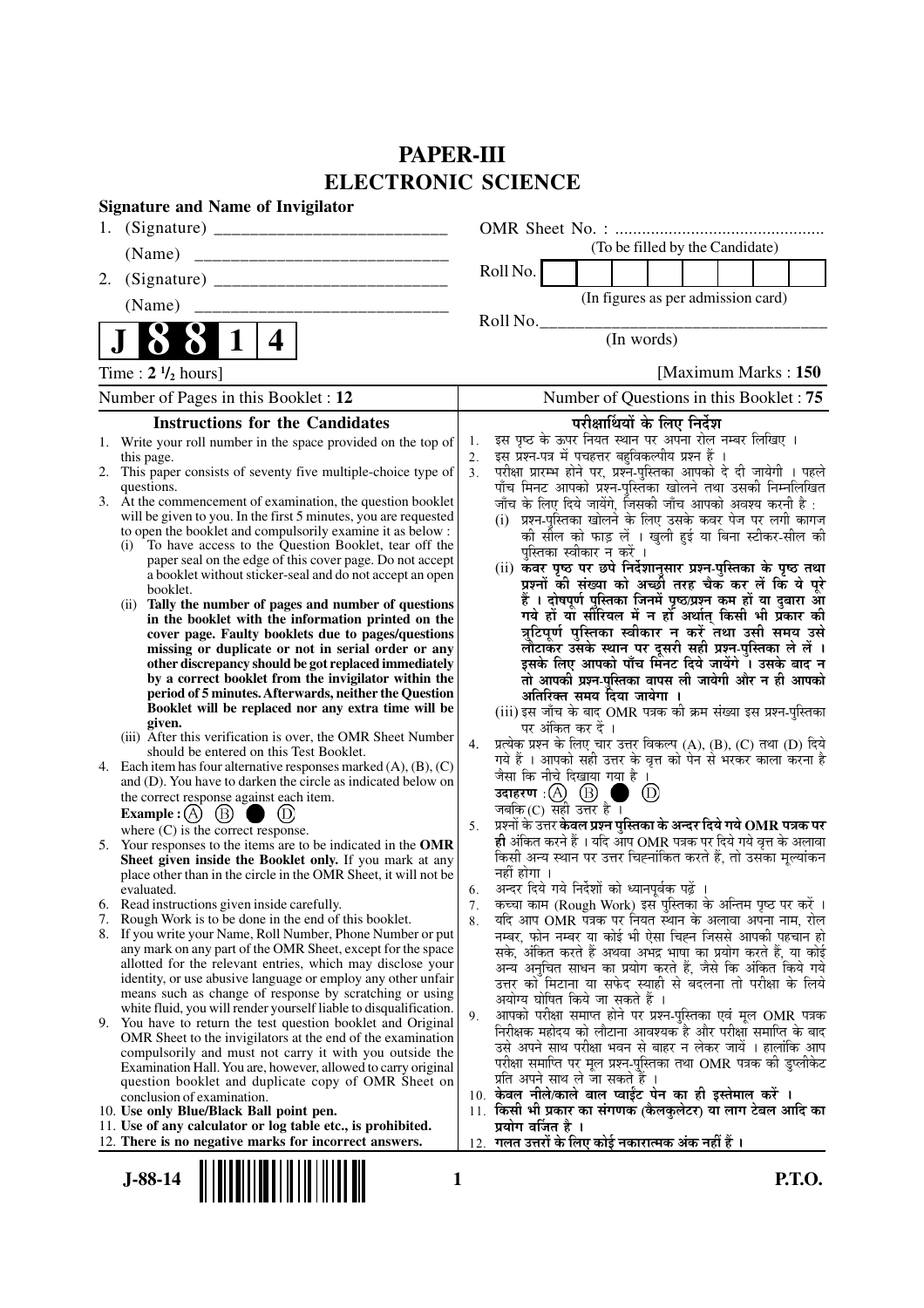# PAPER-III
# ELECTRONIC SCIENCE

**Signature and Name of Invigilator**

1. (Signature) __________________________

   (Name) __________________________

2. (Signature) __________________________

   (Name) __________________________

OMR Sheet No. : ...............................................

(To be filled by the Candidate)

Roll No. 

(In figures as per admission card)

Roll No.________________________________

(In words)

**J 8 8 1 4**

Time : **2 ½** hours] [Maximum Marks : **150**

Number of Pages in this Booklet : **12**

Number of Questions in this Booklet : **75**

## Instructions for the Candidates

1. Write your roll number in the space provided on the top of this page.
2. This paper consists of seventy five multiple-choice type of questions.
3. At the commencement of examination, the question booklet will be given to you. In the first 5 minutes, you are requested to open the booklet and compulsorily examine it as below :
   (i) To have access to the Question Booklet, tear off the paper seal on the edge of this cover page. Do not accept a booklet without sticker-seal and do not accept an open booklet.
   (ii) **Tally the number of pages and number of questions in the booklet with the information printed on the cover page. Faulty booklets due to pages/questions missing or duplicate or not in serial order or any other discrepancy should be got replaced immediately by a correct booklet from the invigilator within the period of 5 minutes. Afterwards, neither the Question Booklet will be replaced nor any extra time will be given.**
   (iii) After this verification is over, the OMR Sheet Number should be entered on this Test Booklet.
4. Each item has four alternative responses marked (A), (B), (C) and (D). You have to darken the circle as indicated below on the correct response against each item.
   **Example :** (A) (B) ● (D)
   where (C) is the correct response.
5. Your responses to the items are to be indicated in the **OMR Sheet given inside the Booklet only.** If you mark at any place other than in the circle in the OMR Sheet, it will not be evaluated.
6. Read instructions given inside carefully.
7. Rough Work is to be done in the end of this booklet.
8. If you write your Name, Roll Number, Phone Number or put any mark on any part of the OMR Sheet, except for the space allotted for the relevant entries, which may disclose your identity, or use abusive language or employ any other unfair means such as change of response by scratching or using white fluid, you will render yourself liable to disqualification.
9. You have to return the test question booklet and Original OMR Sheet to the invigilators at the end of the examination compulsorily and must not carry it with you outside the Examination Hall. You are, however, allowed to carry original question booklet and duplicate copy of OMR Sheet on conclusion of examination.
10. **Use only Blue/Black Ball point pen.**
11. **Use of any calculator or log table etc., is prohibited.**
12. **There is no negative marks for incorrect answers.**

## परीक्षार्थियों के लिए निर्देश

1. इस पृष्ठ के ऊपर नियत स्थान पर अपना रोल नम्बर लिखिए ।
2. इस प्रश्न-पत्र में पचहत्तर बहुविकल्पीय प्रश्न हैं ।
3. परीक्षा प्रारम्भ होने पर, प्रश्न-पुस्तिका आपको दे दी जायेगी । पहले पाँच मिनट आपको प्रश्न-पुस्तिका खोलने तथा उसकी निम्नलिखित जाँच के लिए दिये जायेंगे, जिसकी जाँच आपको अवश्य करनी है :
   (i) प्रश्न-पुस्तिका खोलने के लिए उसके कवर पेज पर लगी कागज की सील को फाड़ लें । खुली हुई या बिना स्टीकर-सील की पुस्तिका स्वीकार न करें ।
   (ii) **कवर पृष्ठ पर छपे निर्देशानुसार प्रश्न-पुस्तिका के पृष्ठ तथा प्रश्नों की संख्या को अच्छी तरह चैक कर लें कि ये पूरे हैं । दोषपूर्ण पुस्तिका जिनमें पृष्ठ/प्रश्न कम हों या दुबारा आ गये हों या सीरियल में न हों अर्थात् किसी भी प्रकार की त्रुटिपूर्ण पुस्तिका स्वीकार न करें तथा उसी समय उसे लौटाकर उसके स्थान पर दूसरी सही प्रश्न-पुस्तिका ले लें । इसके लिए आपको पाँच मिनट दिये जायेंगे । उसके बाद न तो आपकी प्रश्न-पुस्तिका वापस ली जायेगी और न ही आपको अतिरिक्त समय दिया जायेगा ।**
   (iii) इस जाँच के बाद OMR पत्रक की क्रम संख्या इस प्रश्न-पुस्तिका पर अंकित कर दें ।
4. प्रत्येक प्रश्न के लिए चार उत्तर विकल्प (A), (B), (C) तथा (D) दिये गये हैं । आपको सही उत्तर के वृत्त को पेन से भरकर काला करना है जैसा कि नीचे दिखाया गया है ।
   **उदाहरण :** (A) (B) ● (D)
   जबकि (C) सही उत्तर है ।
5. प्रश्नों के उत्तर **केवल प्रश्न पुस्तिका के अन्दर दिये गये OMR पत्रक पर ही** अंकित करने हैं । यदि आप OMR पत्रक पर दिये गये वृत्त के अलावा किसी अन्य स्थान पर उत्तर चिह्नांकित करते हैं, तो उसका मूल्यांकन नहीं होगा ।
6. अन्दर दिये गये निर्देशों को ध्यानपूर्वक पढ़ें ।
7. कच्चा काम (Rough Work) इस पुस्तिका के अन्तिम पृष्ठ पर करें ।
8. यदि आप OMR पत्रक पर नियत स्थान के अलावा अपना नाम, रोल नम्बर, फोन नम्बर या कोई भी ऐसा चिह्न जिससे आपकी पहचान हो सके, अंकित करते हैं अथवा अभद्र भाषा का प्रयोग करते हैं, या कोई अन्य अनुचित साधन का प्रयोग करते हैं, जैसे कि अंकित किये गये उत्तर को मिटाना या सफेद स्याही से बदलना तो परीक्षा के लिये अयोग्य घोषित किये जा सकते हैं ।
9. आपको परीक्षा समाप्त होने पर प्रश्न-पुस्तिका एवं मूल OMR पत्रक निरीक्षक महोदय को लौटाना आवश्यक है और परीक्षा समाप्ति के बाद उसे अपने साथ परीक्षा भवन से बाहर न लेकर जायें । हालांकि आप परीक्षा समाप्ति पर मूल प्रश्न-पुस्तिका तथा OMR पत्रक की डुप्लीकेट प्रति अपने साथ ले जा सकते हैं ।
10. **केवल नीले/काले बाल प्वाईंट पेन का ही इस्तेमाल करें ।**
11. **किसी भी प्रकार का संगणक (कैलकुलेटर) या लाग टेबल आदि का प्रयोग वर्जित है ।**
12. **गलत उत्तरों के लिए कोई नकारात्मक अंक नहीं हैं ।**

J-88-14

P.T.O.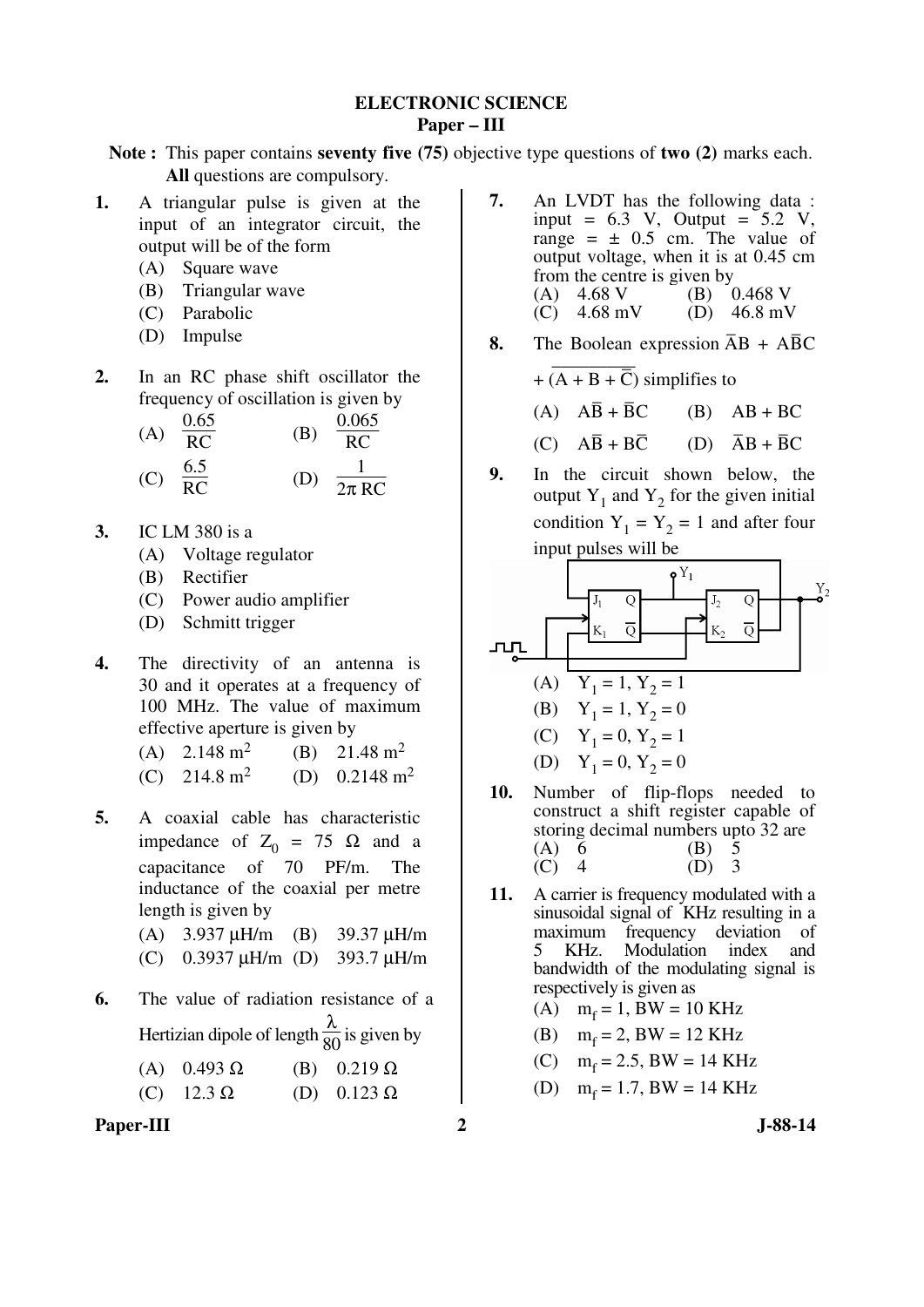# ELECTRONIC SCIENCE
## Paper – III

**Note :** This paper contains **seventy five (75)** objective type questions of **two (2)** marks each. **All** questions are compulsory.

**1.** A triangular pulse is given at the input of an integrator circuit, the output will be of the form

(A) Square wave
(B) Triangular wave
(C) Parabolic
(D) Impulse

**2.** In an RC phase shift oscillator the frequency of oscillation is given by

(A) $\frac{0.65}{RC}$ (B) $\frac{0.065}{RC}$
(C) $\frac{6.5}{RC}$ (D) $\frac{1}{2\pi RC}$

**3.** IC LM 380 is a

(A) Voltage regulator
(B) Rectifier
(C) Power audio amplifier
(D) Schmitt trigger

**4.** The directivity of an antenna is 30 and it operates at a frequency of 100 MHz. The value of maximum effective aperture is given by

(A) 2.148 $m^2$ (B) 21.48 $m^2$
(C) 214.8 $m^2$ (D) 0.2148 $m^2$

**5.** A coaxial cable has characteristic impedance of $Z_0$ = 75 Ω and a capacitance of 70 PF/m. The inductance of the coaxial per metre length is given by

(A) 3.937 μH/m (B) 39.37 μH/m
(C) 0.3937 μH/m (D) 393.7 μH/m

**6.** The value of radiation resistance of a Hertizian dipole of length $\frac{\lambda}{80}$ is given by

(A) 0.493 Ω (B) 0.219 Ω
(C) 12.3 Ω (D) 0.123 Ω

**7.** An LVDT has the following data : input = 6.3 V, Output = 5.2 V, range = ± 0.5 cm. The value of output voltage, when it is at 0.45 cm from the centre is given by

(A) 4.68 V (B) 0.468 V
(C) 4.68 mV (D) 46.8 mV

**8.** The Boolean expression $\bar{A}B + A\bar{B}C + \overline{(A + B + \bar{C})}$ simplifies to

(A) $A\bar{B} + \bar{B}C$ (B) $AB + BC$
(C) $A\bar{B} + B\bar{C}$ (D) $\bar{A}B + \bar{B}C$

**9.** In the circuit shown below, the output $Y_1$ and $Y_2$ for the given initial condition $Y_1 = Y_2 = 1$ and after four input pulses will be

(A) $Y_1 = 1, Y_2 = 1$
(B) $Y_1 = 1, Y_2 = 0$
(C) $Y_1 = 0, Y_2 = 1$
(D) $Y_1 = 0, Y_2 = 0$

**10.** Number of flip-flops needed to construct a shift register capable of storing decimal numbers upto 32 are

(A) 6 (B) 5
(C) 4 (D) 3

**11.** A carrier is frequency modulated with a sinusoidal signal of KHz resulting in a maximum frequency deviation of 5 KHz. Modulation index and bandwidth of the modulating signal is respectively is given as

(A) $m_f = 1$, BW = 10 KHz
(B) $m_f = 2$, BW = 12 KHz
(C) $m_f = 2.5$, BW = 14 KHz
(D) $m_f = 1.7$, BW = 14 KHz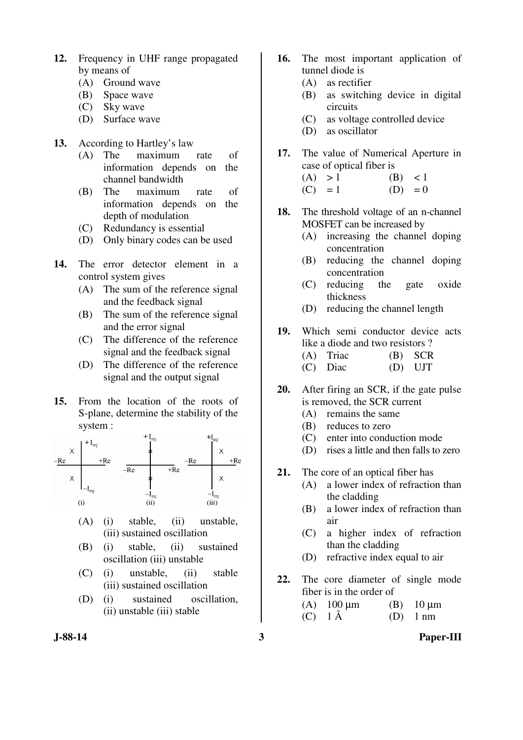12. Frequency in UHF range propagated by means of
    (A) Ground wave
    (B) Space wave
    (C) Sky wave
    (D) Surface wave

13. According to Hartley's law
    (A) The maximum rate of information depends on the channel bandwidth
    (B) The maximum rate of information depends on the depth of modulation
    (C) Redundancy is essential
    (D) Only binary codes can be used

14. The error detector element in a control system gives
    (A) The sum of the reference signal and the feedback signal
    (B) The sum of the reference signal and the error signal
    (C) The difference of the reference signal and the feedback signal
    (D) The difference of the reference signal and the output signal

15. From the location of the roots of S-plane, determine the stability of the system :

    (i) (ii) (iii)

    (A) (i) stable, (ii) unstable, (iii) sustained oscillation
    (B) (i) stable, (ii) sustained oscillation (iii) unstable
    (C) (i) unstable, (ii) stable (iii) sustained oscillation
    (D) (i) sustained oscillation, (ii) unstable (iii) stable

16. The most important application of tunnel diode is
    (A) as rectifier
    (B) as switching device in digital circuits
    (C) as voltage controlled device
    (D) as oscillator

17. The value of Numerical Aperture in case of optical fiber is
    (A) $> 1$ (B) $< 1$
    (C) $= 1$ (D) $= 0$

18. The threshold voltage of an n-channel MOSFET can be increased by
    (A) increasing the channel doping concentration
    (B) reducing the channel doping concentration
    (C) reducing the gate oxide thickness
    (D) reducing the channel length

19. Which semi conductor device acts like a diode and two resistors ?
    (A) Triac (B) SCR
    (C) Diac (D) UJT

20. After firing an SCR, if the gate pulse is removed, the SCR current
    (A) remains the same
    (B) reduces to zero
    (C) enter into conduction mode
    (D) rises a little and then falls to zero

21. The core of an optical fiber has
    (A) a lower index of refraction than the cladding
    (B) a lower index of refraction than air
    (C) a higher index of refraction than the cladding
    (D) refractive index equal to air

22. The core diameter of single mode fiber is in the order of
    (A) 100 μm (B) 10 μm
    (C) 1 Å (D) 1 nm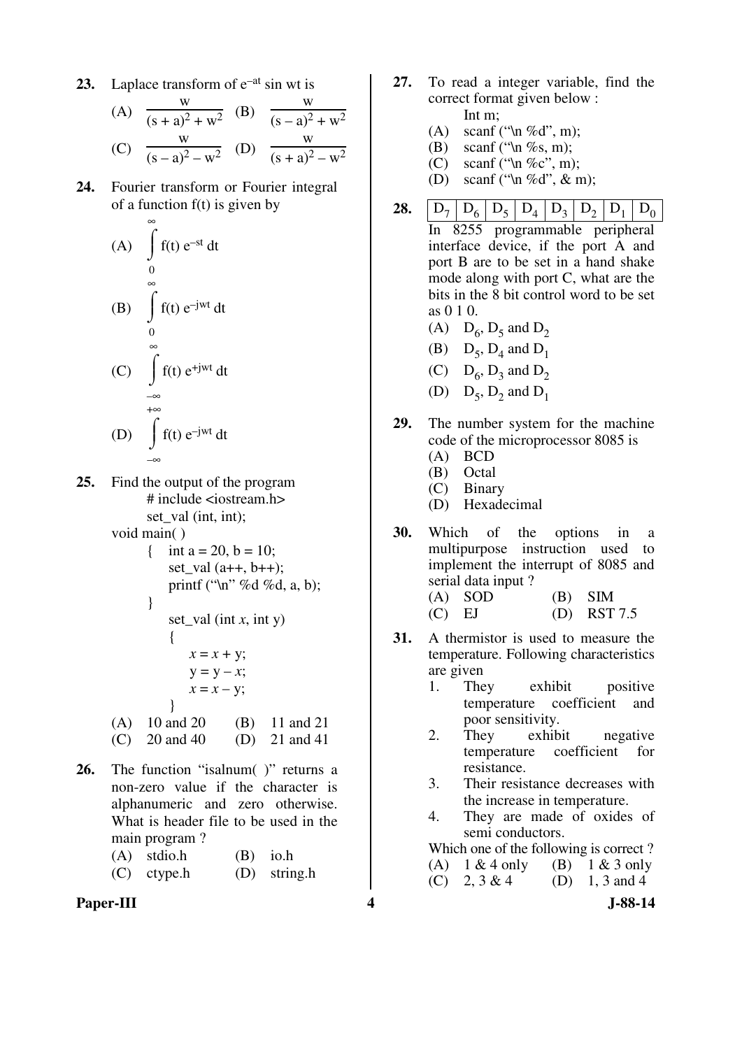**23.** Laplace transform of $e^{-at}$ sin wt is

(A) $\frac{w}{(s+a)^2 + w^2}$ (B) $\frac{w}{(s-a)^2 + w^2}$

(C) $\frac{w}{(s-a)^2 - w^2}$ (D) $\frac{w}{(s+a)^2 - w^2}$

**24.** Fourier transform or Fourier integral of a function f(t) is given by

(A) $\int_{0}^{\infty} f(t)\, e^{-st}\, dt$

(B) $\int_{0}^{\infty} f(t)\, e^{-jwt}\, dt$

(C) $\int_{-\infty}^{\infty} f(t)\, e^{+jwt}\, dt$

(D) $\int_{-\infty}^{+\infty} f(t)\, e^{-jwt}\, dt$

**25.** Find the output of the program

```
        # include <iostream.h>
        set_val (int, int);
void main( )
        {   int a = 20, b = 10;
            set_val (a++, b++);
            printf ("\n" %d %d, a, b);
        }
            set_val (int x, int y)
            {
                x = x + y;
                y = y – x;
                x = x – y;
            }
```

(A) 10 and 20 (B) 11 and 21

(C) 20 and 40 (D) 21 and 41

**26.** The function "isalnum( )" returns a non-zero value if the character is alphanumeric and zero otherwise. What is header file to be used in the main program ?

(A) stdio.h (B) io.h

(C) ctype.h (D) string.h

**27.** To read a integer variable, find the correct format given below :

Int m;

(A) scanf ("\n %d", m);

(B) scanf ("\n %s, m);

(C) scanf ("\n %c", m);

(D) scanf ("\n %d", & m);

**28.**

| $D_7$ | $D_6$ | $D_5$ | $D_4$ | $D_3$ | $D_2$ | $D_1$ | $D_0$ |
|---|---|---|---|---|---|---|---|

In 8255 programmable peripheral interface device, if the port A and port B are to be set in a hand shake mode along with port C, what are the bits in the 8 bit control word to be set as 0 1 0.

(A) $D_6$, $D_5$ and $D_2$

(B) $D_5$, $D_4$ and $D_1$

(C) $D_6$, $D_3$ and $D_2$

(D) $D_5$, $D_2$ and $D_1$

**29.** The number system for the machine code of the microprocessor 8085 is

(A) BCD

(B) Octal

(C) Binary

(D) Hexadecimal

**30.** Which of the options in a multipurpose instruction used to implement the interrupt of 8085 and serial data input ?

(A) SOD (B) SIM

(C) EJ (D) RST 7.5

**31.** A thermistor is used to measure the temperature. Following characteristics are given

1. They exhibit positive temperature coefficient and poor sensitivity.
2. They exhibit negative temperature coefficient for resistance.
3. Their resistance decreases with the increase in temperature.
4. They are made of oxides of semi conductors.

Which one of the following is correct ?

(A) 1 & 4 only (B) 1 & 3 only

(C) 2, 3 & 4 (D) 1, 3 and 4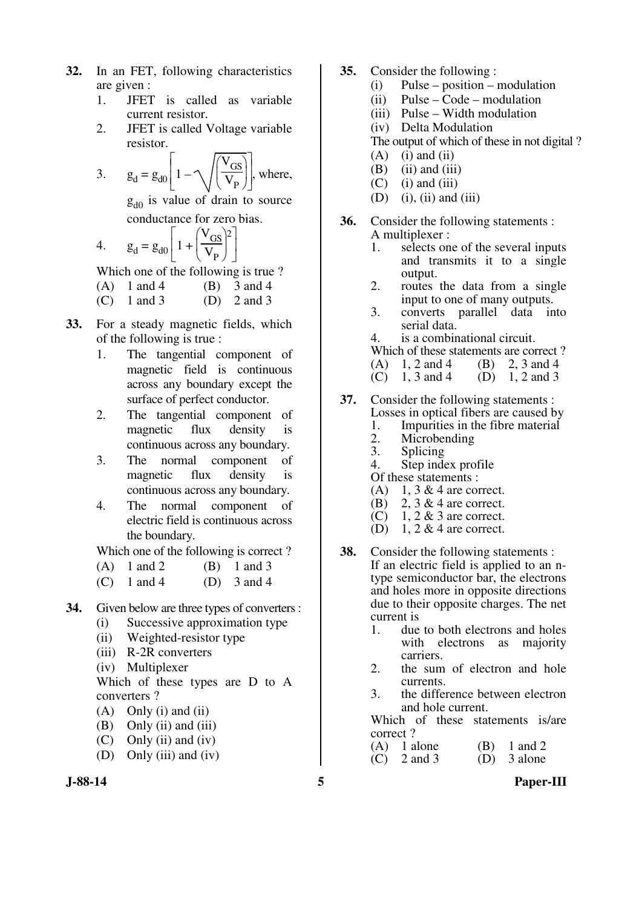**32.** In an FET, following characteristics are given :

1. JFET is called as variable current resistor.
2. JFET is called Voltage variable resistor.
3. $g_d = g_{d0}\left[1 - \sqrt{\left(\frac{V_{GS}}{V_P}\right)}\right]$, where, $g_{d0}$ is value of drain to source conductance for zero bias.
4. $g_d = g_{d0}\left[1 + \left(\frac{V_{GS}}{V_P}\right)^2\right]$

Which one of the following is true ?

(A) 1 and 4 (B) 3 and 4
(C) 1 and 3 (D) 2 and 3

**33.** For a steady magnetic fields, which of the following is true :

1. The tangential component of magnetic field is continuous across any boundary except the surface of perfect conductor.
2. The tangential component of magnetic flux density is continuous across any boundary.
3. The normal component of magnetic flux density is continuous across any boundary.
4. The normal component of electric field is continuous across the boundary.

Which one of the following is correct ?

(A) 1 and 2 (B) 1 and 3
(C) 1 and 4 (D) 3 and 4

**34.** Given below are three types of converters :

(i) Successive approximation type
(ii) Weighted-resistor type
(iii) R-2R converters
(iv) Multiplexer

Which of these types are D to A converters ?

(A) Only (i) and (ii)
(B) Only (ii) and (iii)
(C) Only (ii) and (iv)
(D) Only (iii) and (iv)

**35.** Consider the following :

(i) Pulse – position – modulation
(ii) Pulse – Code – modulation
(iii) Pulse – Width modulation
(iv) Delta Modulation

The output of which of these in not digital ?

(A) (i) and (ii)
(B) (ii) and (iii)
(C) (i) and (iii)
(D) (i), (ii) and (iii)

**36.** Consider the following statements :
A multiplexer :

1. selects one of the several inputs and transmits it to a single output.
2. routes the data from a single input to one of many outputs.
3. converts parallel data into serial data.
4. is a combinational circuit.

Which of these statements are correct ?

(A) 1, 2 and 4 (B) 2, 3 and 4
(C) 1, 3 and 4 (D) 1, 2 and 3

**37.** Consider the following statements :
Losses in optical fibers are caused by

1. Impurities in the fibre material
2. Microbending
3. Splicing
4. Step index profile

Of these statements :

(A) 1, 3 & 4 are correct.
(B) 2, 3 & 4 are correct.
(C) 1, 2 & 3 are correct.
(D) 1, 2 & 4 are correct.

**38.** Consider the following statements :
If an electric field is applied to an n-type semiconductor bar, the electrons and holes more in opposite directions due to their opposite charges. The net current is

1. due to both electrons and holes with electrons as majority carriers.
2. the sum of electron and hole currents.
3. the difference between electron and hole current.

Which of these statements is/are correct ?

(A) 1 alone (B) 1 and 2
(C) 2 and 3 (D) 3 alone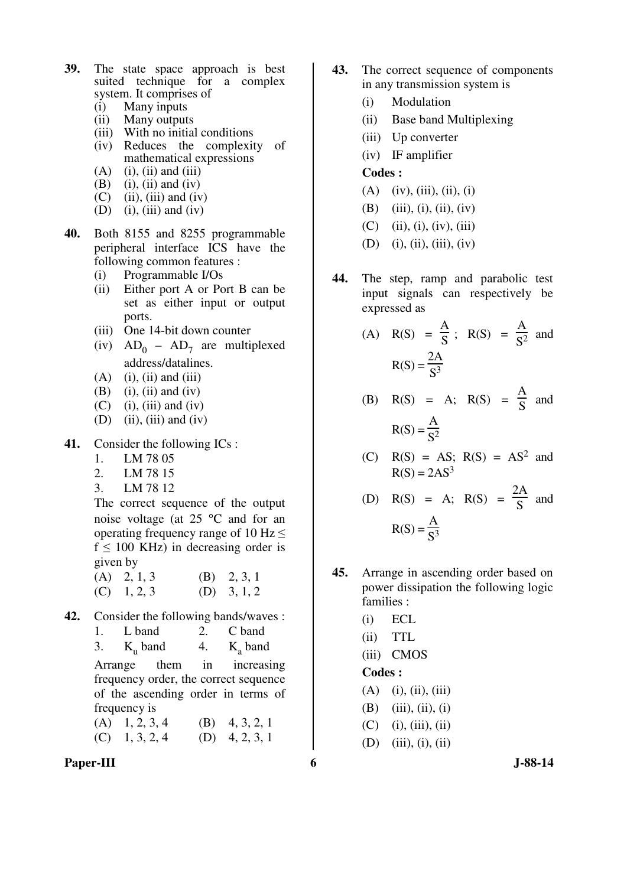**39.** The state space approach is best suited technique for a complex system. It comprises of

(i) Many inputs

(ii) Many outputs

(iii) With no initial conditions

(iv) Reduces the complexity of mathematical expressions

(A) (i), (ii) and (iii)

(B) (i), (ii) and (iv)

(C) (ii), (iii) and (iv)

(D) (i), (iii) and (iv)

**40.** Both 8155 and 8255 programmable peripheral interface ICS have the following common features :

(i) Programmable I/Os

(ii) Either port A or Port B can be set as either input or output ports.

(iii) One 14-bit down counter

(iv) $AD_0 - AD_7$ are multiplexed address/datalines.

(A) (i), (ii) and (iii)

(B) (i), (ii) and (iv)

(C) (i), (iii) and (iv)

(D) (ii), (iii) and (iv)

**41.** Consider the following ICs :

1. LM 78 05
2. LM 78 15
3. LM 78 12

The correct sequence of the output noise voltage (at 25 °C and for an operating frequency range of 10 Hz $\leq$ f $\leq$ 100 KHz) in decreasing order is given by

(A) 2, 1, 3 (B) 2, 3, 1

(C) 1, 2, 3 (D) 3, 1, 2

**42.** Consider the following bands/waves :

1. L band
2. C band
3. $K_u$ band
4. $K_a$ band

Arrange them in increasing frequency order, the correct sequence of the ascending order in terms of frequency is

(A) 1, 2, 3, 4 (B) 4, 3, 2, 1

(C) 1, 3, 2, 4 (D) 4, 2, 3, 1

**43.** The correct sequence of components in any transmission system is

(i) Modulation

(ii) Base band Multiplexing

(iii) Up converter

(iv) IF amplifier

**Codes :**

(A) (iv), (iii), (ii), (i)

(B) (iii), (i), (ii), (iv)

(C) (ii), (i), (iv), (iii)

(D) (i), (ii), (iii), (iv)

**44.** The step, ramp and parabolic test input signals can respectively be expressed as

(A) $R(S) = \frac{A}{S}$ ; $R(S) = \frac{A}{S^2}$ and $R(S) = \frac{2A}{S^3}$

(B) $R(S) = A$; $R(S) = \frac{A}{S}$ and $R(S) = \frac{A}{S^2}$

(C) $R(S) = AS$; $R(S) = AS^2$ and $R(S) = 2AS^3$

(D) $R(S) = A$; $R(S) = \frac{2A}{S}$ and $R(S) = \frac{A}{S^3}$

**45.** Arrange in ascending order based on power dissipation the following logic families :

(i) ECL

(ii) TTL

(iii) CMOS

**Codes :**

(A) (i), (ii), (iii)

(B) (iii), (ii), (i)

(C) (i), (iii), (ii)

(D) (iii), (i), (ii)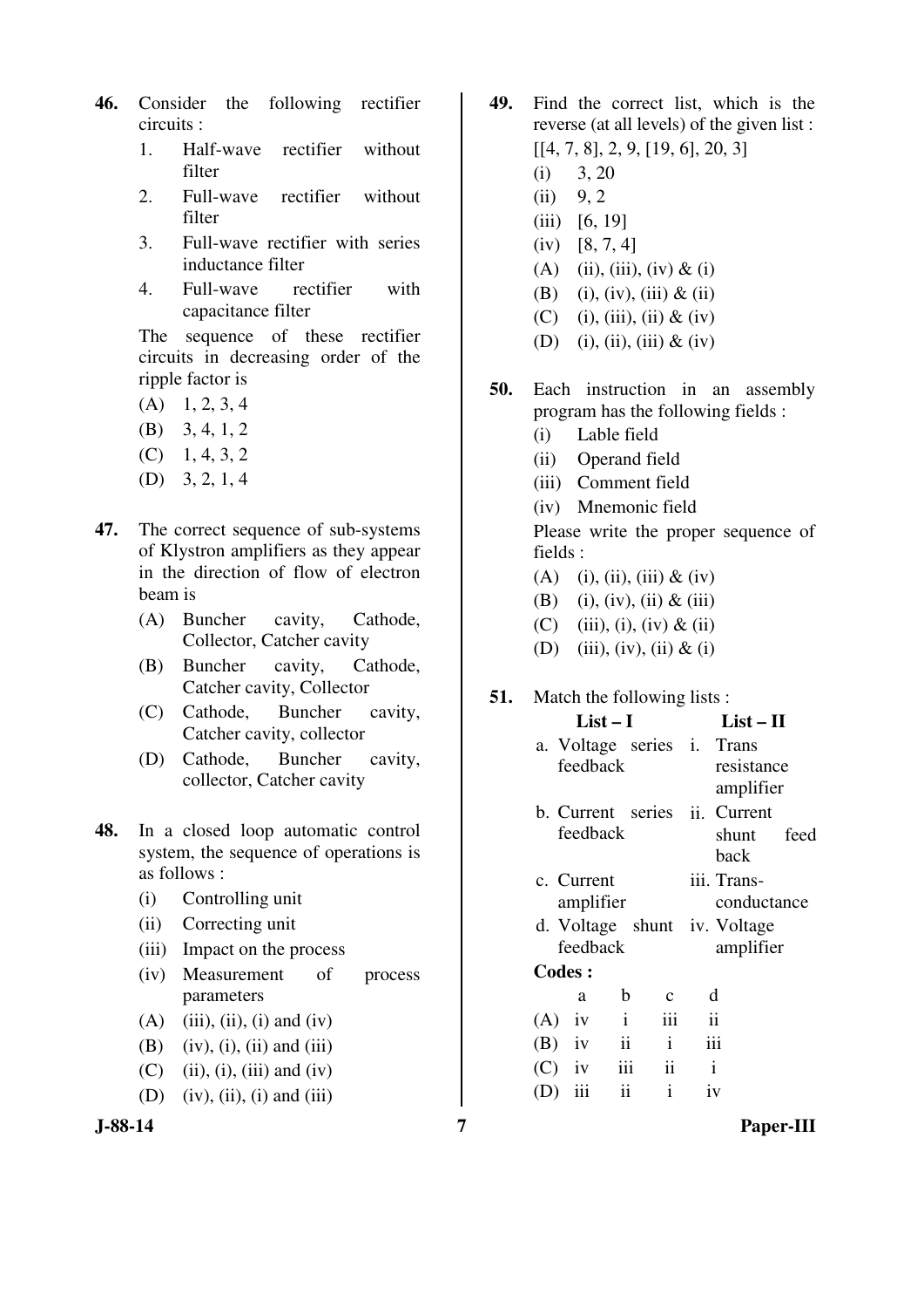**46.** Consider the following rectifier circuits :

1. Half-wave rectifier without filter
2. Full-wave rectifier without filter
3. Full-wave rectifier with series inductance filter
4. Full-wave rectifier with capacitance filter

The sequence of these rectifier circuits in decreasing order of the ripple factor is

(A) 1, 2, 3, 4

(B) 3, 4, 1, 2

(C) 1, 4, 3, 2

(D) 3, 2, 1, 4

**47.** The correct sequence of sub-systems of Klystron amplifiers as they appear in the direction of flow of electron beam is

(A) Buncher cavity, Cathode, Collector, Catcher cavity

(B) Buncher cavity, Cathode, Catcher cavity, Collector

(C) Cathode, Buncher cavity, Catcher cavity, collector

(D) Cathode, Buncher cavity, collector, Catcher cavity

**48.** In a closed loop automatic control system, the sequence of operations is as follows :

(i) Controlling unit

(ii) Correcting unit

(iii) Impact on the process

(iv) Measurement of process parameters

(A) (iii), (ii), (i) and (iv)

(B) (iv), (i), (ii) and (iii)

(C) (ii), (i), (iii) and (iv)

(D) (iv), (ii), (i) and (iii)

**49.** Find the correct list, which is the reverse (at all levels) of the given list :
[[4, 7, 8], 2, 9, [19, 6], 20, 3]

(i) 3, 20

(ii) 9, 2

(iii) [6, 19]

(iv) [8, 7, 4]

(A) (ii), (iii), (iv) & (i)

(B) (i), (iv), (iii) & (ii)

(C) (i), (iii), (ii) & (iv)

(D) (i), (ii), (iii) & (iv)

**50.** Each instruction in an assembly program has the following fields :

(i) Lable field

(ii) Operand field

(iii) Comment field

(iv) Mnemonic field

Please write the proper sequence of fields :

(A) (i), (ii), (iii) & (iv)

(B) (i), (iv), (ii) & (iii)

(C) (iii), (i), (iv) & (ii)

(D) (iii), (iv), (ii) & (i)

**51.** Match the following lists :

| List – I | List – II |
|---|---|
| a. Voltage series feedback | i. Trans resistance amplifier |
| b. Current series feedback | ii. Current shunt feed back |
| c. Current amplifier | iii. Trans-conductance |
| d. Voltage shunt feedback | iv. Voltage amplifier |

**Codes :**

| | a | b | c | d |
|---|---|---|---|---|
| (A) | iv | i | iii | ii |
| (B) | iv | ii | i | iii |
| (C) | iv | iii | ii | i |
| (D) | iii | ii | i | iv |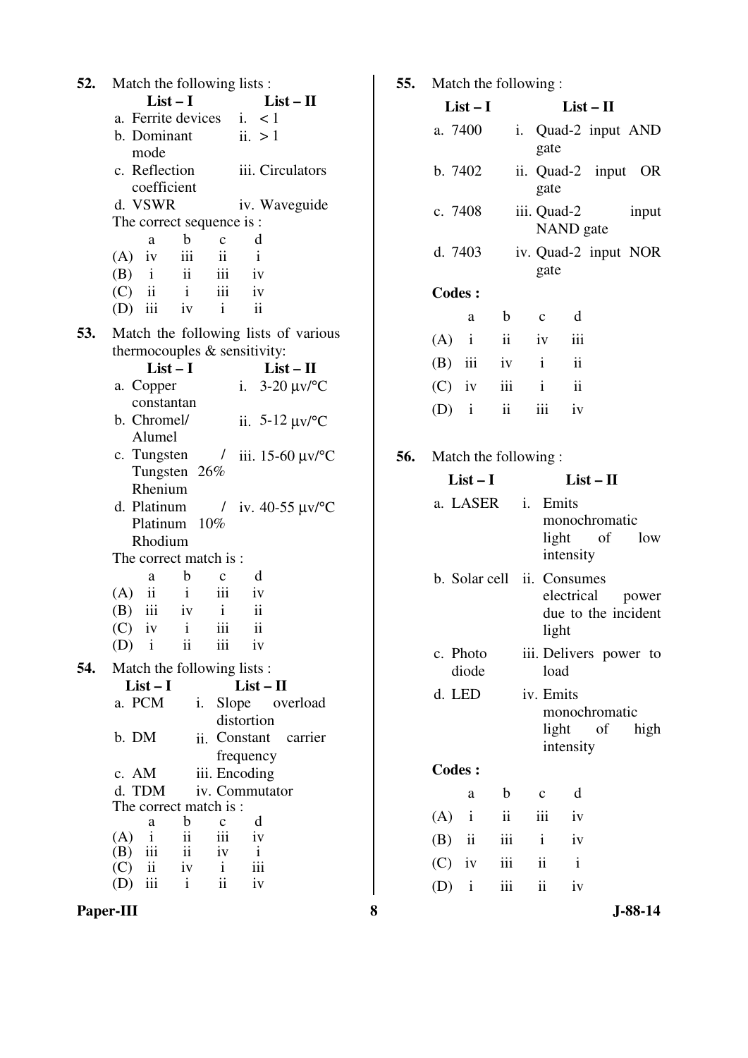**52.** Match the following lists :

| List – I | List – II |
|---|---|
| a. Ferrite devices | i. < 1 |
| b. Dominant mode | ii. > 1 |
| c. Reflection coefficient | iii. Circulators |
| d. VSWR | iv. Waveguide |

The correct sequence is :

| | a | b | c | d |
|---|---|---|---|---|
| (A) | iv | iii | ii | i |
| (B) | i | ii | iii | iv |
| (C) | ii | i | iii | iv |
| (D) | iii | iv | i | ii |

**53.** Match the following lists of various thermocouples & sensitivity:

| List – I | List – II |
|---|---|
| a. Copper constantan | i. 3-20 μv/°C |
| b. Chromel/ Alumel | ii. 5-12 μv/°C |
| c. Tungsten / Tungsten 26% Rhenium | iii. 15-60 μv/°C |
| d. Platinum / Platinum 10% Rhodium | iv. 40-55 μv/°C |

The correct match is :

| | a | b | c | d |
|---|---|---|---|---|
| (A) | ii | i | iii | iv |
| (B) | iii | iv | i | ii |
| (C) | iv | i | iii | ii |
| (D) | i | ii | iii | iv |

**54.** Match the following lists :

| List – I | List – II |
|---|---|
| a. PCM | i. Slope overload distortion |
| b. DM | ii. Constant carrier frequency |
| c. AM | iii. Encoding |
| d. TDM | iv. Commutator |

The correct match is :

| | a | b | c | d |
|---|---|---|---|---|
| (A) | i | ii | iii | iv |
| (B) | iii | ii | iv | i |
| (C) | ii | iv | i | iii |
| (D) | iii | i | ii | iv |

**55.** Match the following :

| List – I | List – II |
|---|---|
| a. 7400 | i. Quad-2 input AND gate |
| b. 7402 | ii. Quad-2 input OR gate |
| c. 7408 | iii. Quad-2 input NAND gate |
| d. 7403 | iv. Quad-2 input NOR gate |

**Codes :**

| | a | b | c | d |
|---|---|---|---|---|
| (A) | i | ii | iv | iii |
| (B) | iii | iv | i | ii |
| (C) | iv | iii | i | ii |
| (D) | i | ii | iii | iv |

**56.** Match the following :

| List – I | List – II |
|---|---|
| a. LASER | i. Emits monochromatic light of low intensity |
| b. Solar cell | ii. Consumes electrical power due to the incident light |
| c. Photo diode | iii. Delivers power to load |
| d. LED | iv. Emits monochromatic light of high intensity |

**Codes :**

| | a | b | c | d |
|---|---|---|---|---|
| (A) | i | ii | iii | iv |
| (B) | ii | iii | i | iv |
| (C) | iv | iii | ii | i |
| (D) | i | iii | ii | iv |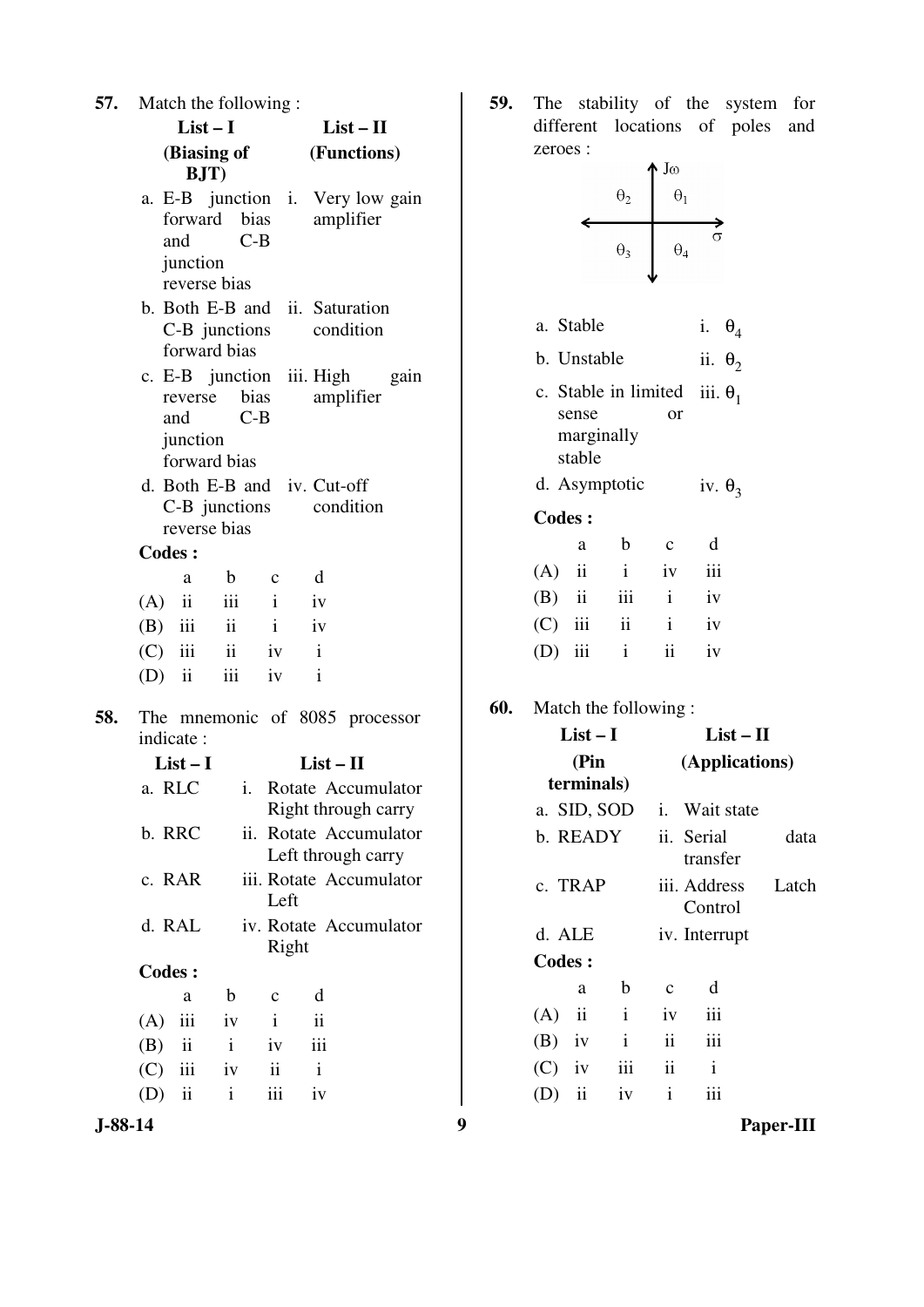**57.** Match the following :

| List – I (Biasing of BJT) | List – II (Functions) |
|---|---|
| a. E-B junction forward bias and C-B junction reverse bias | i. Very low gain amplifier |
| b. Both E-B and C-B junctions forward bias | ii. Saturation condition |
| c. E-B junction reverse bias and C-B junction forward bias | iii. High gain amplifier |
| d. Both E-B and C-B junctions reverse bias | iv. Cut-off condition |

**Codes :**

| | a | b | c | d |
|---|---|---|---|---|
| (A) | ii | iii | i | iv |
| (B) | iii | ii | i | iv |
| (C) | iii | ii | iv | i |
| (D) | ii | iii | iv | i |

**58.** The mnemonic of 8085 processor indicate :

| List – I | List – II |
|---|---|
| a. RLC | i. Rotate Accumulator Right through carry |
| b. RRC | ii. Rotate Accumulator Left through carry |
| c. RAR | iii. Rotate Accumulator Left |
| d. RAL | iv. Rotate Accumulator Right |

**Codes :**

| | a | b | c | d |
|---|---|---|---|---|
| (A) | iii | iv | i | ii |
| (B) | ii | i | iv | iii |
| (C) | iii | iv | ii | i |
| (D) | ii | i | iii | iv |

**59.** The stability of the system for different locations of poles and zeroes :

(s-plane diagram with axes $J\omega$ and $\sigma$; quadrants labelled $\theta_1$ (upper right), $\theta_2$ (upper left), $\theta_3$ (lower left), $\theta_4$ (lower right))

| | |
|---|---|
| a. Stable | i. $\theta_4$ |
| b. Unstable | ii. $\theta_2$ |
| c. Stable in limited sense or marginally stable | iii. $\theta_1$ |
| d. Asymptotic | iv. $\theta_3$ |

**Codes :**

| | a | b | c | d |
|---|---|---|---|---|
| (A) | ii | i | iv | iii |
| (B) | ii | iii | i | iv |
| (C) | iii | ii | i | iv |
| (D) | iii | i | ii | iv |

**60.** Match the following :

| List – I (Pin terminals) | List – II (Applications) |
|---|---|
| a. SID, SOD | i. Wait state |
| b. READY | ii. Serial data transfer |
| c. TRAP | iii. Address Latch Control |
| d. ALE | iv. Interrupt |

**Codes :**

| | a | b | c | d |
|---|---|---|---|---|
| (A) | ii | i | iv | iii |
| (B) | iv | i | ii | iii |
| (C) | iv | iii | ii | i |
| (D) | ii | iv | i | iii |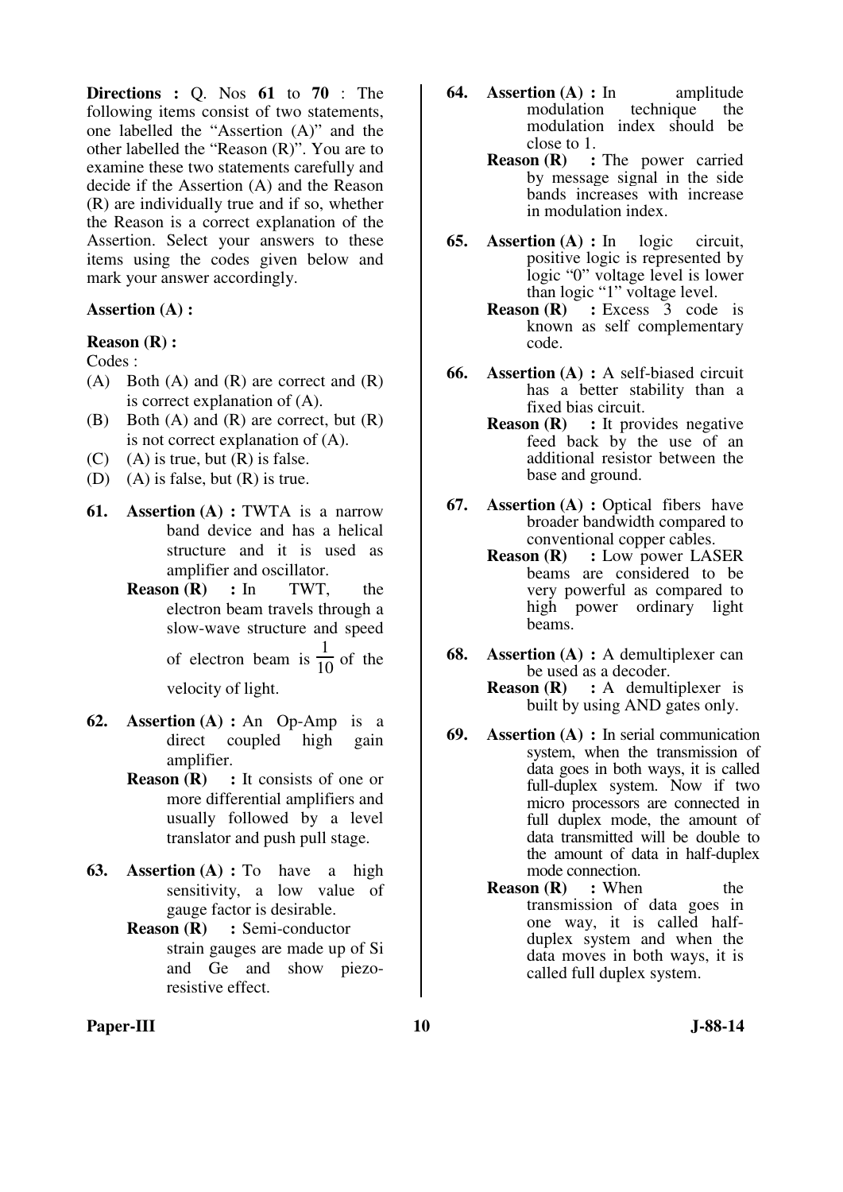**Directions :** Q. Nos **61** to **70** : The following items consist of two statements, one labelled the "Assertion (A)" and the other labelled the "Reason (R)". You are to examine these two statements carefully and decide if the Assertion (A) and the Reason (R) are individually true and if so, whether the Reason is a correct explanation of the Assertion. Select your answers to these items using the codes given below and mark your answer accordingly.

**Assertion (A) :**

**Reason (R) :**

Codes :

(A) Both (A) and (R) are correct and (R) is correct explanation of (A).

(B) Both (A) and (R) are correct, but (R) is not correct explanation of (A).

(C) (A) is true, but (R) is false.

(D) (A) is false, but (R) is true.

**61.** **Assertion (A) :** TWTA is a narrow band device and has a helical structure and it is used as amplifier and oscillator.

**Reason (R) :** In TWT, the electron beam travels through a slow-wave structure and speed of electron beam is $\frac{1}{10}$ of the velocity of light.

**62.** **Assertion (A) :** An Op-Amp is a direct coupled high gain amplifier.

**Reason (R) :** It consists of one or more differential amplifiers and usually followed by a level translator and push pull stage.

**63.** **Assertion (A) :** To have a high sensitivity, a low value of gauge factor is desirable.

**Reason (R) :** Semi-conductor strain gauges are made up of Si and Ge and show piezo-resistive effect.

**64.** **Assertion (A) :** In amplitude modulation technique the modulation index should be close to 1.

**Reason (R) :** The power carried by message signal in the side bands increases with increase in modulation index.

**65.** **Assertion (A) :** In logic circuit, positive logic is represented by logic "0" voltage level is lower than logic "1" voltage level.

**Reason (R) :** Excess 3 code is known as self complementary code.

**66.** **Assertion (A) :** A self-biased circuit has a better stability than a fixed bias circuit.

**Reason (R) :** It provides negative feed back by the use of an additional resistor between the base and ground.

**67.** **Assertion (A) :** Optical fibers have broader bandwidth compared to conventional copper cables.

**Reason (R) :** Low power LASER beams are considered to be very powerful as compared to high power ordinary light beams.

**68.** **Assertion (A) :** A demultiplexer can be used as a decoder.

**Reason (R) :** A demultiplexer is built by using AND gates only.

**69.** **Assertion (A) :** In serial communication system, when the transmission of data goes in both ways, it is called full-duplex system. Now if two micro processors are connected in full duplex mode, the amount of data transmitted will be double to the amount of data in half-duplex mode connection.

**Reason (R) :** When the transmission of data goes in one way, it is called half-duplex system and when the data moves in both ways, it is called full duplex system.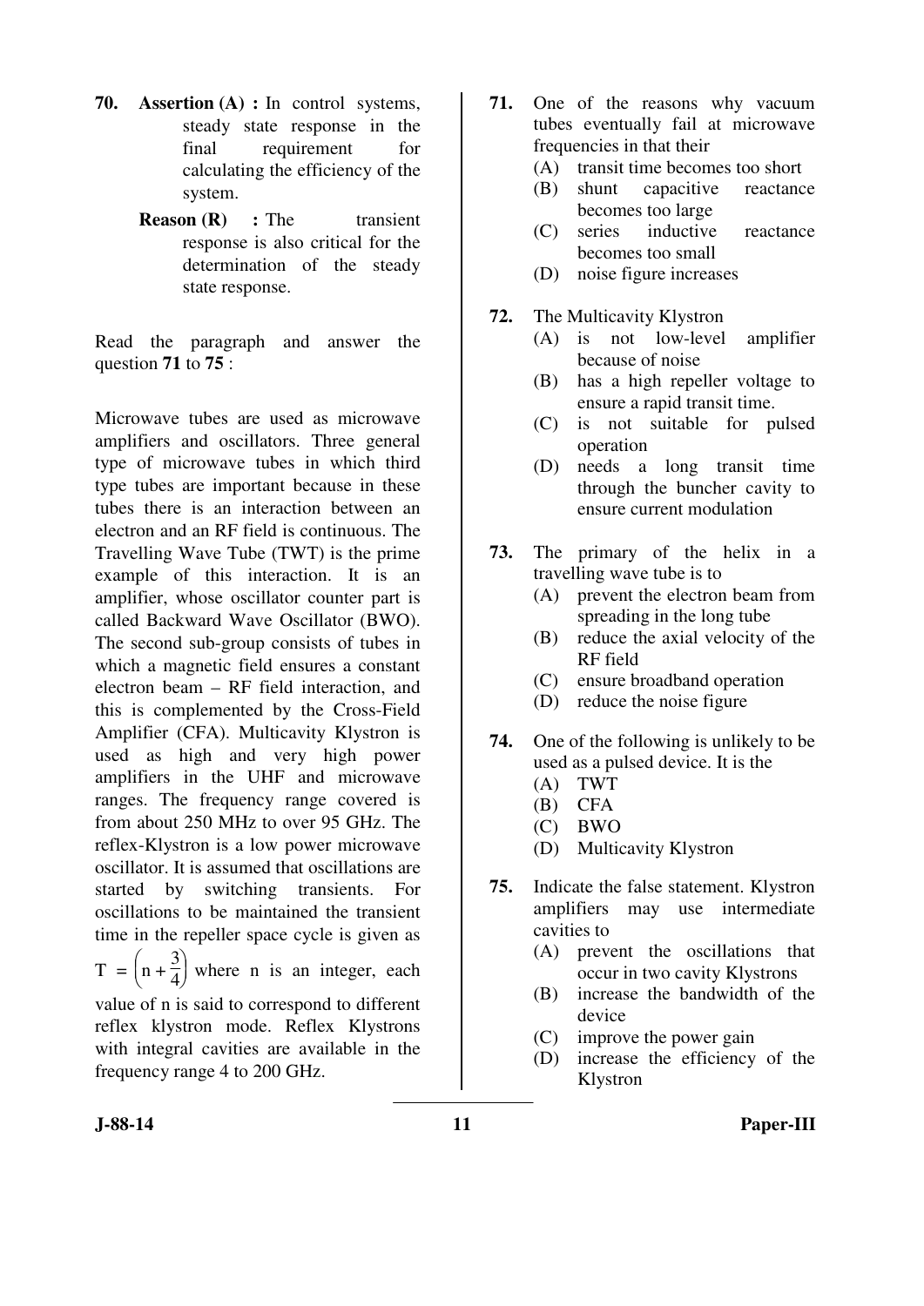**70.** **Assertion (A) :** In control systems, steady state response in the final requirement for calculating the efficiency of the system.

**Reason (R) :** The transient response is also critical for the determination of the steady state response.

Read the paragraph and answer the question **71** to **75** :

Microwave tubes are used as microwave amplifiers and oscillators. Three general type of microwave tubes in which third type tubes are important because in these tubes there is an interaction between an electron and an RF field is continuous. The Travelling Wave Tube (TWT) is the prime example of this interaction. It is an amplifier, whose oscillator counter part is called Backward Wave Oscillator (BWO). The second sub-group consists of tubes in which a magnetic field ensures a constant electron beam – RF field interaction, and this is complemented by the Cross-Field Amplifier (CFA). Multicavity Klystron is used as high and very high power amplifiers in the UHF and microwave ranges. The frequency range covered is from about 250 MHz to over 95 GHz. The reflex-Klystron is a low power microwave oscillator. It is assumed that oscillations are started by switching transients. For oscillations to be maintained the transient time in the repeller space cycle is given as $T = \left(n + \frac{3}{4}\right)$ where n is an integer, each value of n is said to correspond to different reflex klystron mode. Reflex Klystrons with integral cavities are available in the frequency range 4 to 200 GHz.

**71.** One of the reasons why vacuum tubes eventually fail at microwave frequencies in that their

(A) transit time becomes too short

(B) shunt capacitive reactance becomes too large

(C) series inductive reactance becomes too small

(D) noise figure increases

**72.** The Multicavity Klystron

(A) is not low-level amplifier because of noise

(B) has a high repeller voltage to ensure a rapid transit time.

(C) is not suitable for pulsed operation

(D) needs a long transit time through the buncher cavity to ensure current modulation

**73.** The primary of the helix in a travelling wave tube is to

(A) prevent the electron beam from spreading in the long tube

(B) reduce the axial velocity of the RF field

(C) ensure broadband operation

(D) reduce the noise figure

**74.** One of the following is unlikely to be used as a pulsed device. It is the

(A) TWT

(B) CFA

(C) BWO

(D) Multicavity Klystron

**75.** Indicate the false statement. Klystron amplifiers may use intermediate cavities to

(A) prevent the oscillations that occur in two cavity Klystrons

(B) increase the bandwidth of the device

(C) improve the power gain

(D) increase the efficiency of the Klystron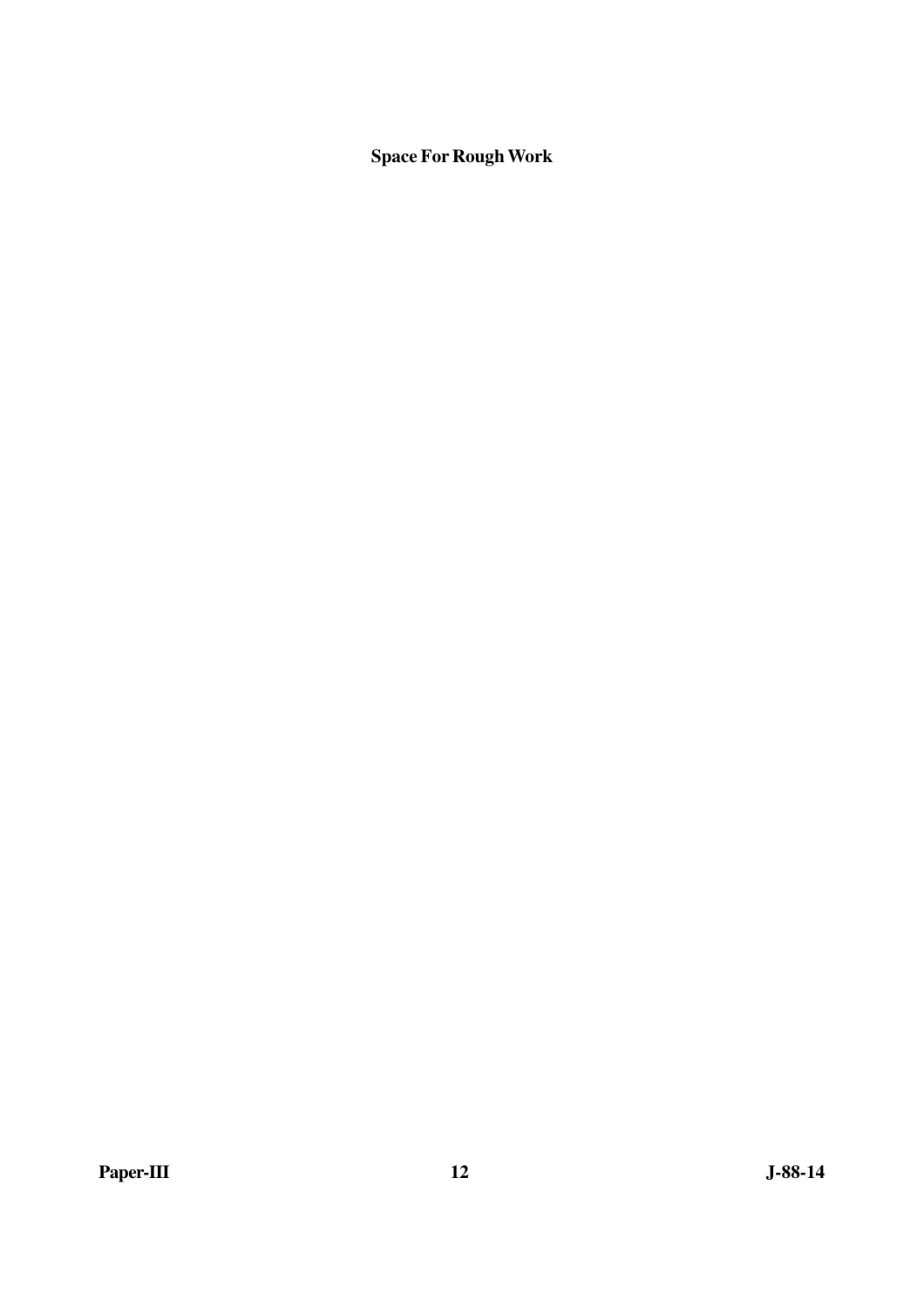**Space For Rough Work**